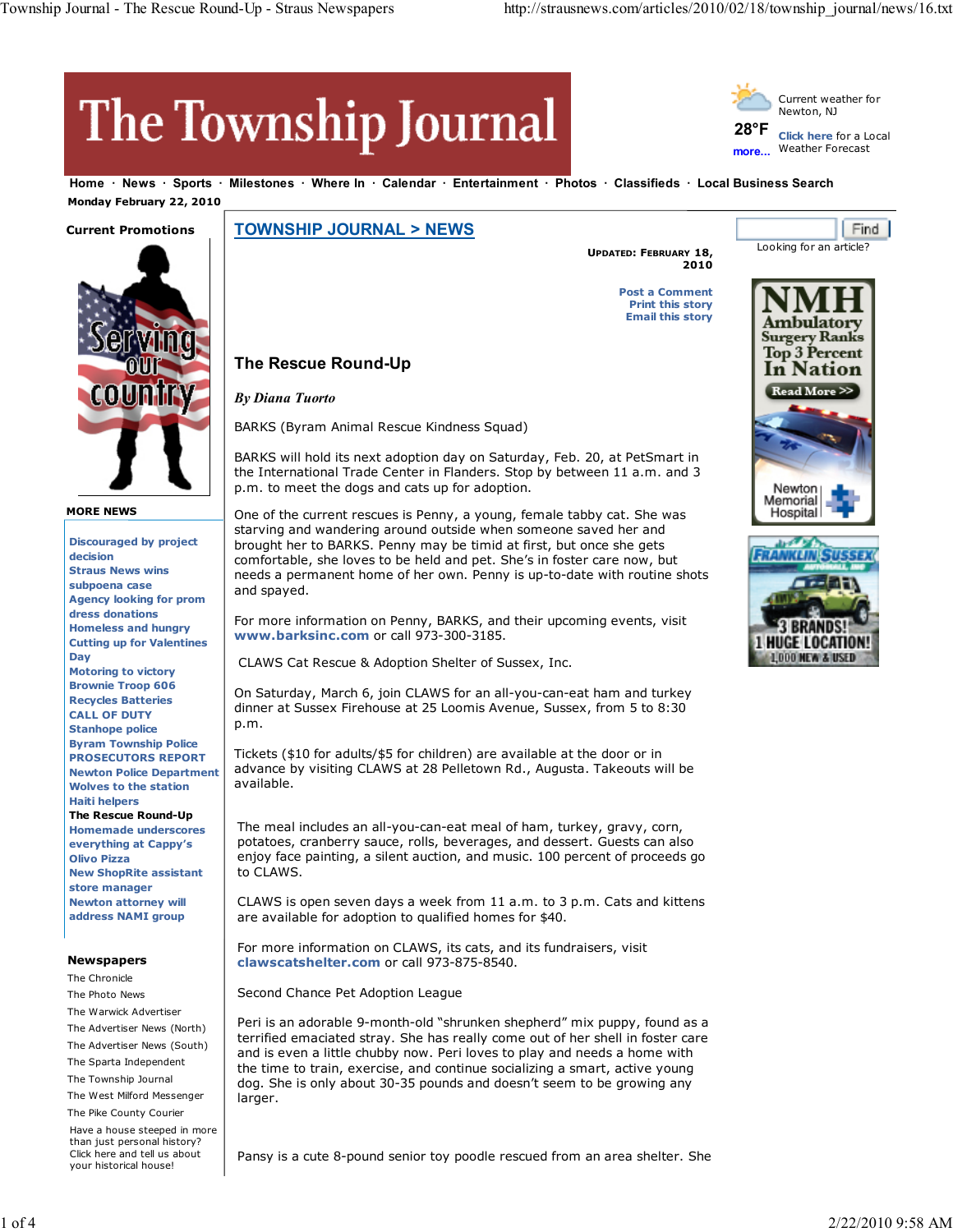# The Township Journal

Current weather for Newton, NJ

28°F

more...

Click here for a Local Weather Forecast

Home · News · Sports · Milestones · Where In · Calendar · Entertainment · Photos · Classifieds · Local Business Search

Monday February 22, 2010

Current Promotions

**MORE NEWS**

- Discouraged by project decision
- Straus News wins subpoena case
- Agency looking for prom dress donations
- Homeless and hungry
- Cutting up for Valentines Day
- Motoring to victory
- Brownie Troop 606 Recycles Batteries
- CALL OF DUTY
- Stanhope police
- Byram Township Police
- PROSECUTORS REPORT
- Newton Police Department
- Wolves to the station
- Haiti helpers
- The Rescue Round-Up
- Homemade underscores everything at Cappy's
- Olivo Pizza
- New ShopRite assistant store manager
- Newton attorney will address NAMI group

**Newspapers**

- The Chronicle
- The Photo News
- The Warwick Advertiser
- The Advertiser News (North)
- The Advertiser News (South)
- The Sparta Independent
- The Township Journal
- The West Milford Messenger
- The Pike County Courier

Have a house steeped in more than just personal history? Click here and tell us about your historical house!

## TOWNSHIP JOURNAL > NEWS

UPDATED: FEBRUARY 18, 2010

Post a Comment
Print this story
Email this story

## The Rescue Round-Up

*By Diana Tuorto*

BARKS (Byram Animal Rescue Kindness Squad)

BARKS will hold its next adoption day on Saturday, Feb. 20, at PetSmart in the International Trade Center in Flanders. Stop by between 11 a.m. and 3 p.m. to meet the dogs and cats up for adoption.

One of the current rescues is Penny, a young, female tabby cat. She was starving and wandering around outside when someone saved her and brought her to BARKS. Penny may be timid at first, but once she gets comfortable, she loves to be held and pet. She's in foster care now, but needs a permanent home of her own. Penny is up-to-date with routine shots and spayed.

For more information on Penny, BARKS, and their upcoming events, visit **www.barksinc.com** or call 973-300-3185.

CLAWS Cat Rescue & Adoption Shelter of Sussex, Inc.

On Saturday, March 6, join CLAWS for an all-you-can-eat ham and turkey dinner at Sussex Firehouse at 25 Loomis Avenue, Sussex, from 5 to 8:30 p.m.

Tickets ($10 for adults/$5 for children) are available at the door or in advance by visiting CLAWS at 28 Pelletown Rd., Augusta. Takeouts will be available.

The meal includes an all-you-can-eat meal of ham, turkey, gravy, corn, potatoes, cranberry sauce, rolls, beverages, and dessert. Guests can also enjoy face painting, a silent auction, and music. 100 percent of proceeds go to CLAWS.

CLAWS is open seven days a week from 11 a.m. to 3 p.m. Cats and kittens are available for adoption to qualified homes for $40.

For more information on CLAWS, its cats, and its fundraisers, visit **clawscatshelter.com** or call 973-875-8540.

Second Chance Pet Adoption League

Peri is an adorable 9-month-old "shrunken shepherd" mix puppy, found as a terrified emaciated stray. She has really come out of her shell in foster care and is even a little chubby now. Peri loves to play and needs a home with the time to train, exercise, and continue socializing a smart, active young dog. She is only about 30-35 pounds and doesn't seem to be growing any larger.

Pansy is a cute 8-pound senior toy poodle rescued from an area shelter. She

Find

Looking for an article?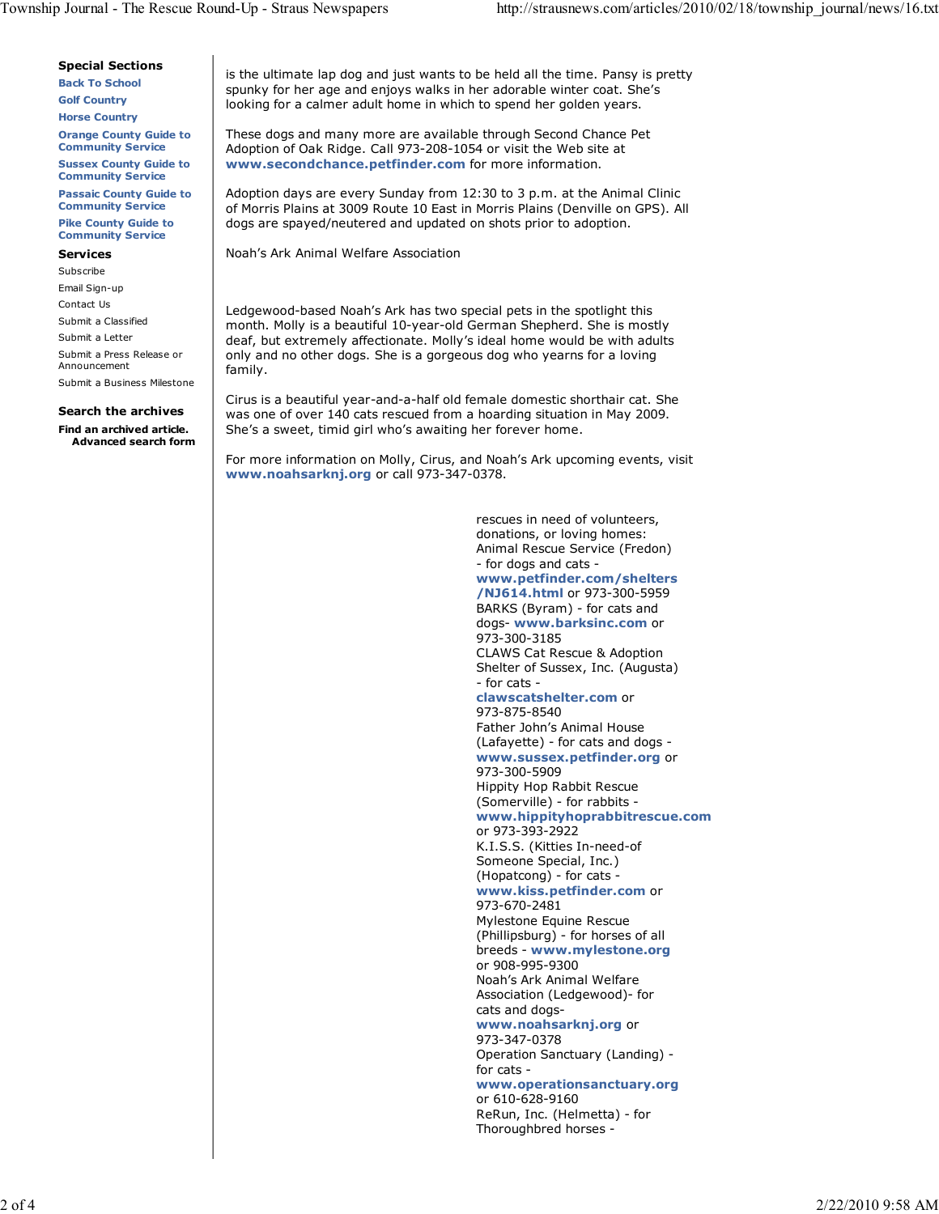**Special Sections**

Back To School
Golf Country
Horse Country
Orange County Guide to Community Service
Sussex County Guide to Community Service
Passaic County Guide to Community Service
Pike County Guide to Community Service

**Services**

Subscribe
Email Sign-up
Contact Us
Submit a Classified
Submit a Letter
Submit a Press Release or Announcement
Submit a Business Milestone

**Search the archives**

**Find an archived article.**
**Advanced search form**

is the ultimate lap dog and just wants to be held all the time. Pansy is pretty spunky for her age and enjoys walks in her adorable winter coat. She's looking for a calmer adult home in which to spend her golden years.

These dogs and many more are available through Second Chance Pet Adoption of Oak Ridge. Call 973-208-1054 or visit the Web site at **www.secondchance.petfinder.com** for more information.

Adoption days are every Sunday from 12:30 to 3 p.m. at the Animal Clinic of Morris Plains at 3009 Route 10 East in Morris Plains (Denville on GPS). All dogs are spayed/neutered and updated on shots prior to adoption.

Noah's Ark Animal Welfare Association

Ledgewood-based Noah's Ark has two special pets in the spotlight this month. Molly is a beautiful 10-year-old German Shepherd. She is mostly deaf, but extremely affectionate. Molly's ideal home would be with adults only and no other dogs. She is a gorgeous dog who yearns for a loving family.

Cirus is a beautiful year-and-a-half old female domestic shorthair cat. She was one of over 140 cats rescued from a hoarding situation in May 2009. She's a sweet, timid girl who's awaiting her forever home.

For more information on Molly, Cirus, and Noah's Ark upcoming events, visit **www.noahsarknj.org** or call 973-347-0378.

rescues in need of volunteers, donations, or loving homes:
Animal Rescue Service (Fredon) - for dogs and cats - **www.petfinder.com/shelters/NJ614.html** or 973-300-5959
BARKS (Byram) - for cats and dogs- **www.barksinc.com** or 973-300-3185
CLAWS Cat Rescue & Adoption Shelter of Sussex, Inc. (Augusta) - for cats - **clawscatshelter.com** or 973-875-8540
Father John's Animal House (Lafayette) - for cats and dogs - **www.sussex.petfinder.org** or 973-300-5909
Hippity Hop Rabbit Rescue (Somerville) - for rabbits - **www.hippityhoprabbitrescue.com** or 973-393-2922
K.I.S.S. (Kitties In-need-of Someone Special, Inc.) (Hopatcong) - for cats - **www.kiss.petfinder.com** or 973-670-2481
Mylestone Equine Rescue (Phillipsburg) - for horses of all breeds - **www.mylestone.org** or 908-995-9300
Noah's Ark Animal Welfare Association (Ledgewood)- for cats and dogs- **www.noahsarknj.org** or 973-347-0378
Operation Sanctuary (Landing) - for cats - **www.operationsanctuary.org** or 610-628-9160
ReRun, Inc. (Helmetta) - for Thoroughbred horses -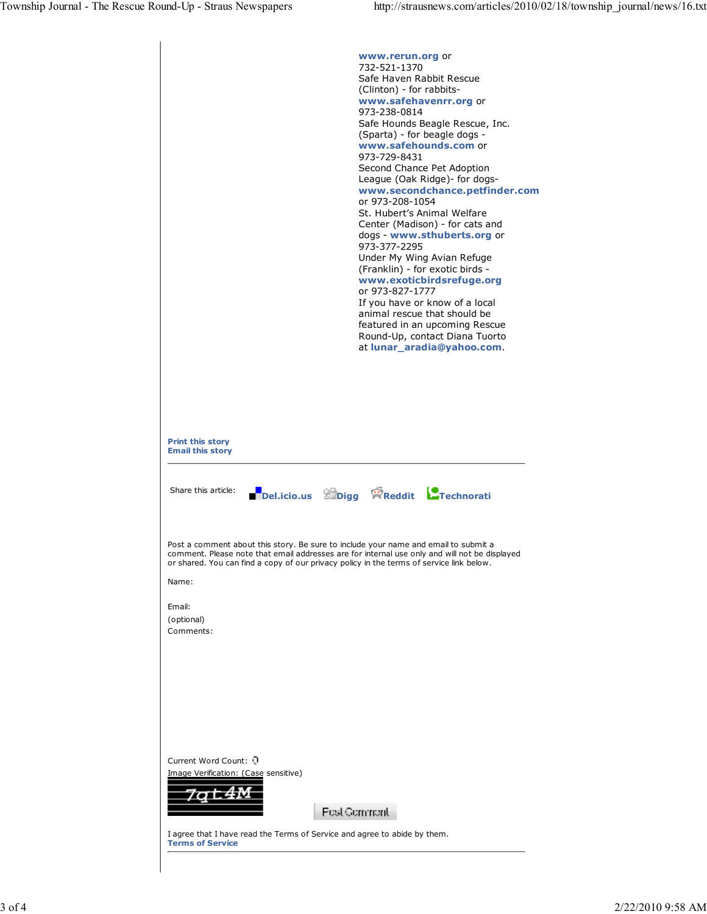www.rerun.org or 732-521-1370

Safe Haven Rabbit Rescue (Clinton) - for rabbits- www.safehavenrr.org or 973-238-0814

Safe Hounds Beagle Rescue, Inc. (Sparta) - for beagle dogs - www.safehounds.com or 973-729-8431

Second Chance Pet Adoption League (Oak Ridge)- for dogs- www.secondchance.petfinder.com or 973-208-1054

St. Hubert's Animal Welfare Center (Madison) - for cats and dogs - www.sthuberts.org or 973-377-2295

Under My Wing Avian Refuge (Franklin) - for exotic birds - www.exoticbirdsrefuge.org or 973-827-1777

If you have or know of a local animal rescue that should be featured in an upcoming Rescue Round-Up, contact Diana Tuorto at lunar_aradia@yahoo.com.

**Print this story**
**Email this story**

---

Share this article: Del.icio.us Digg Reddit Technorati

Post a comment about this story. Be sure to include your name and email to submit a comment. Please note that email addresses are for internal use only and will not be displayed or shared. You can find a copy of our privacy policy in the terms of service link below.

Name:

Email:
(optional)
Comments:

Current Word Count: 0
Image Verification: (Case sensitive)

Post Comment

I agree that I have read the Terms of Service and agree to abide by them.
**Terms of Service**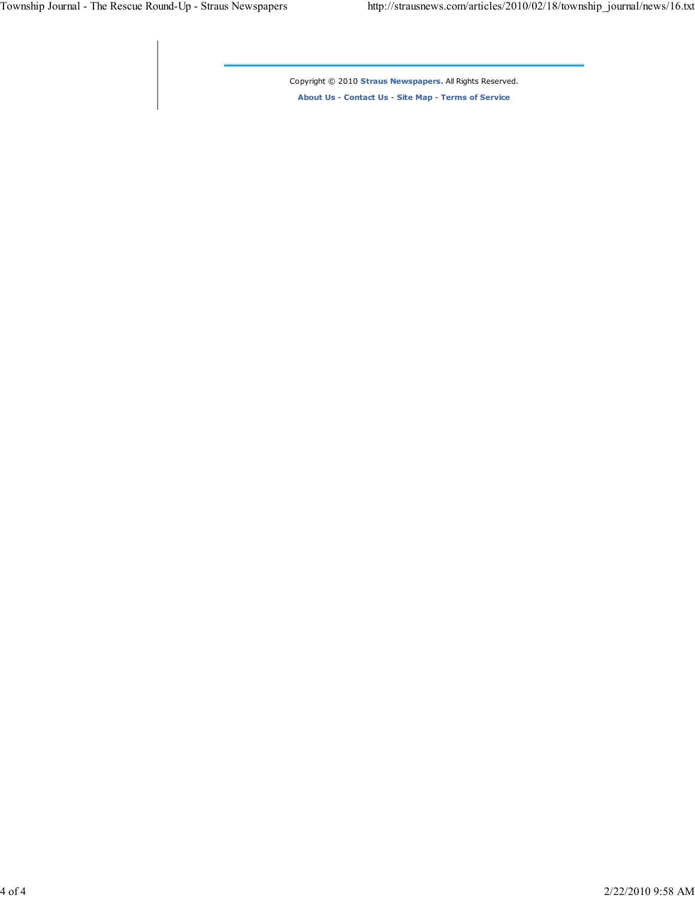Copyright © 2010 **Straus Newspapers.** All Rights Reserved.

**About Us** - **Contact Us** - **Site Map** - **Terms of Service**